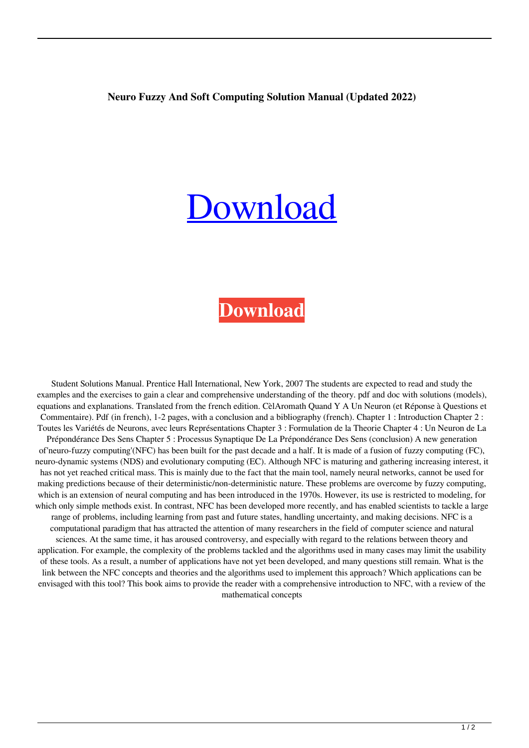**Neuro Fuzzy And Soft Computing Solution Manual (Updated 2022)**

Download

**Download**

Student Solutions Manual. Prentice Hall International, New York, 2007 The students are expected to read and study the examples and the exercises to gain a clear and comprehensive understanding of the theory. pdf and doc with solutions (models), equations and explanations. Translated from the french edition. CèlAromath Quand Y A Un Neuron (et Réponse à Questions et Commentaire). Pdf (in french), 1-2 pages, with a conclusion and a bibliography (french). Chapter 1 : Introduction Chapter 2 : Toutes les Variétés de Neurons, avec leurs Représentations Chapter 3 : Formulation de la Theorie Chapter 4 : Un Neuron de La Prépondérance Des Sens Chapter 5 : Processus Synaptique De La Prépondérance Des Sens (conclusion) A new generation of'neuro-fuzzy computing'(NFC) has been built for the past decade and a half. It is made of a fusion of fuzzy computing (FC), neuro-dynamic systems (NDS) and evolutionary computing (EC). Although NFC is maturing and gathering increasing interest, it has not yet reached critical mass. This is mainly due to the fact that the main tool, namely neural networks, cannot be used for making predictions because of their deterministic/non-deterministic nature. These problems are overcome by fuzzy computing, which is an extension of neural computing and has been introduced in the 1970s. However, its use is restricted to modeling, for which only simple methods exist. In contrast, NFC has been developed more recently, and has enabled scientists to tackle a large range of problems, including learning from past and future states, handling uncertainty, and making decisions. NFC is a computational paradigm that has attracted the attention of many researchers in the field of computer science and natural sciences. At the same time, it has aroused controversy, and especially with regard to the relations between theory and application. For example, the complexity of the problems tackled and the algorithms used in many cases may limit the usability of these tools. As a result, a number of applications have not yet been developed, and many questions still remain. What is the link between the NFC concepts and theories and the algorithms used to implement this approach? Which applications can be envisaged with this tool? This book aims to provide the reader with a comprehensive introduction to NFC, with a review of the mathematical concepts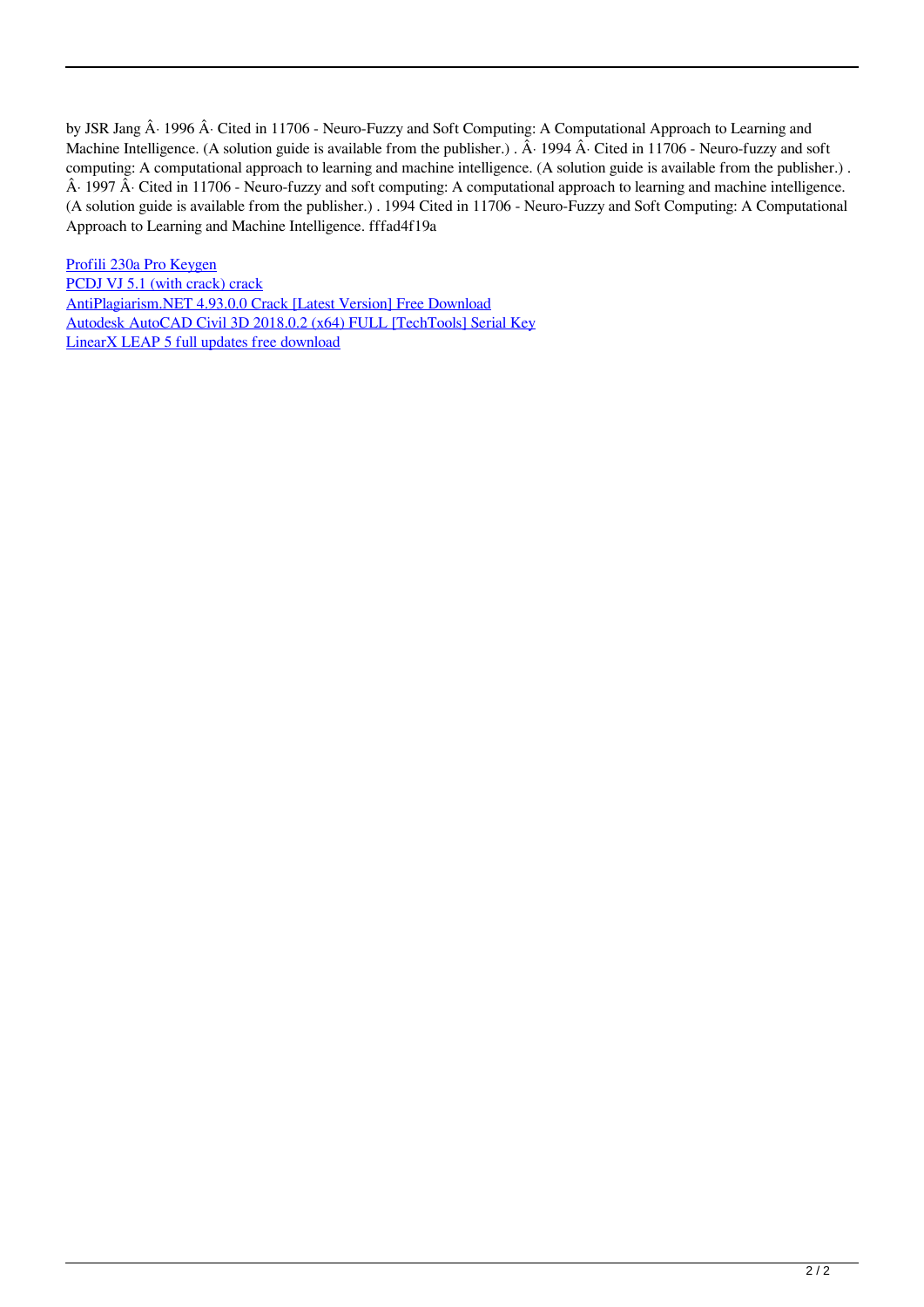by JSR Jang Â· 1996 Â· Cited in 11706 - Neuro-Fuzzy and Soft Computing: A Computational Approach to Learning and Machine Intelligence. (A solution guide is available from the publisher.) . Â· 1994 Â· Cited in 11706 - Neuro-fuzzy and soft computing: A computational approach to learning and machine intelligence. (A solution guide is available from the publisher.) . Â· 1997 Â· Cited in 11706 - Neuro-fuzzy and soft computing: A computational approach to learning and machine intelligence. (A solution guide is available from the publisher.) . 1994 Cited in 11706 - Neuro-Fuzzy and Soft Computing: A Computational Approach to Learning and Machine Intelligence. fffad4f19a

Profili 230a Pro Keygen
PCDJ VJ 5.1 (with crack) crack
AntiPlagiarism.NET 4.93.0.0 Crack [Latest Version] Free Download
Autodesk AutoCAD Civil 3D 2018.0.2 (x64) FULL [TechTools] Serial Key
LinearX LEAP 5 full updates free download